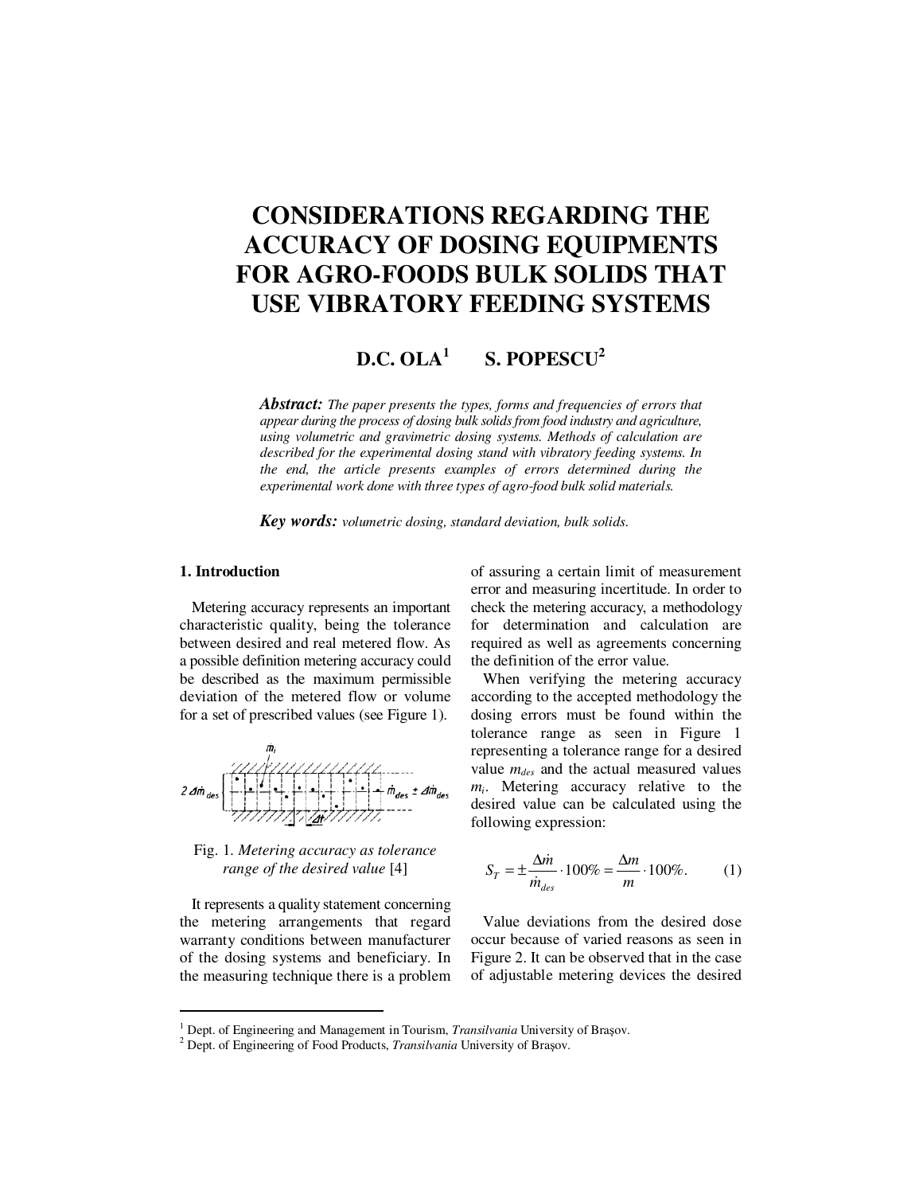# CONSIDERATIONS REGARDING THE ACCURACY OF DOSING EQUIPMENTS FOR AGRO-FOODS BULK SOLIDS THAT USE VIBRATORY FEEDING SYSTEMS

**D.C. OLA[1] S. POPESCU[2]**

***Abstract:*** *The paper presents the types, forms and frequencies of errors that appear during the process of dosing bulk solids from food industry and agriculture, using volumetric and gravimetric dosing systems. Methods of calculation are described for the experimental dosing stand with vibratory feeding systems. In the end, the article presents examples of errors determined during the experimental work done with three types of agro-food bulk solid materials.*

***Key words:*** *volumetric dosing, standard deviation, bulk solids.*

## 1. Introduction

Metering accuracy represents an important characteristic quality, being the tolerance between desired and real metered flow. As a possible definition metering accuracy could be described as the maximum permissible deviation of the metered flow or volume for a set of prescribed values (see Figure 1).

Fig. 1. *Metering accuracy as tolerance range of the desired value* [4]

It represents a quality statement concerning the metering arrangements that regard warranty conditions between manufacturer of the dosing systems and beneficiary. In the measuring technique there is a problem of assuring a certain limit of measurement error and measuring incertitude. In order to check the metering accuracy, a methodology for determination and calculation are required as well as agreements concerning the definition of the error value.

When verifying the metering accuracy according to the accepted methodology the dosing errors must be found within the tolerance range as seen in Figure 1 representing a tolerance range for a desired value $m_{des}$ and the actual measured values $m_i$. Metering accuracy relative to the desired value can be calculated using the following expression:

$$S_T = \pm \frac{\Delta \dot{m}}{\dot{m}_{des}} \cdot 100\% = \frac{\Delta m}{m} \cdot 100\%. \qquad (1)$$

Value deviations from the desired dose occur because of varied reasons as seen in Figure 2. It can be observed that in the case of adjustable metering devices the desired

---

[1] Dept. of Engineering and Management in Tourism, *Transilvania* University of Braşov.
[2] Dept. of Engineering of Food Products, *Transilvania* University of Braşov.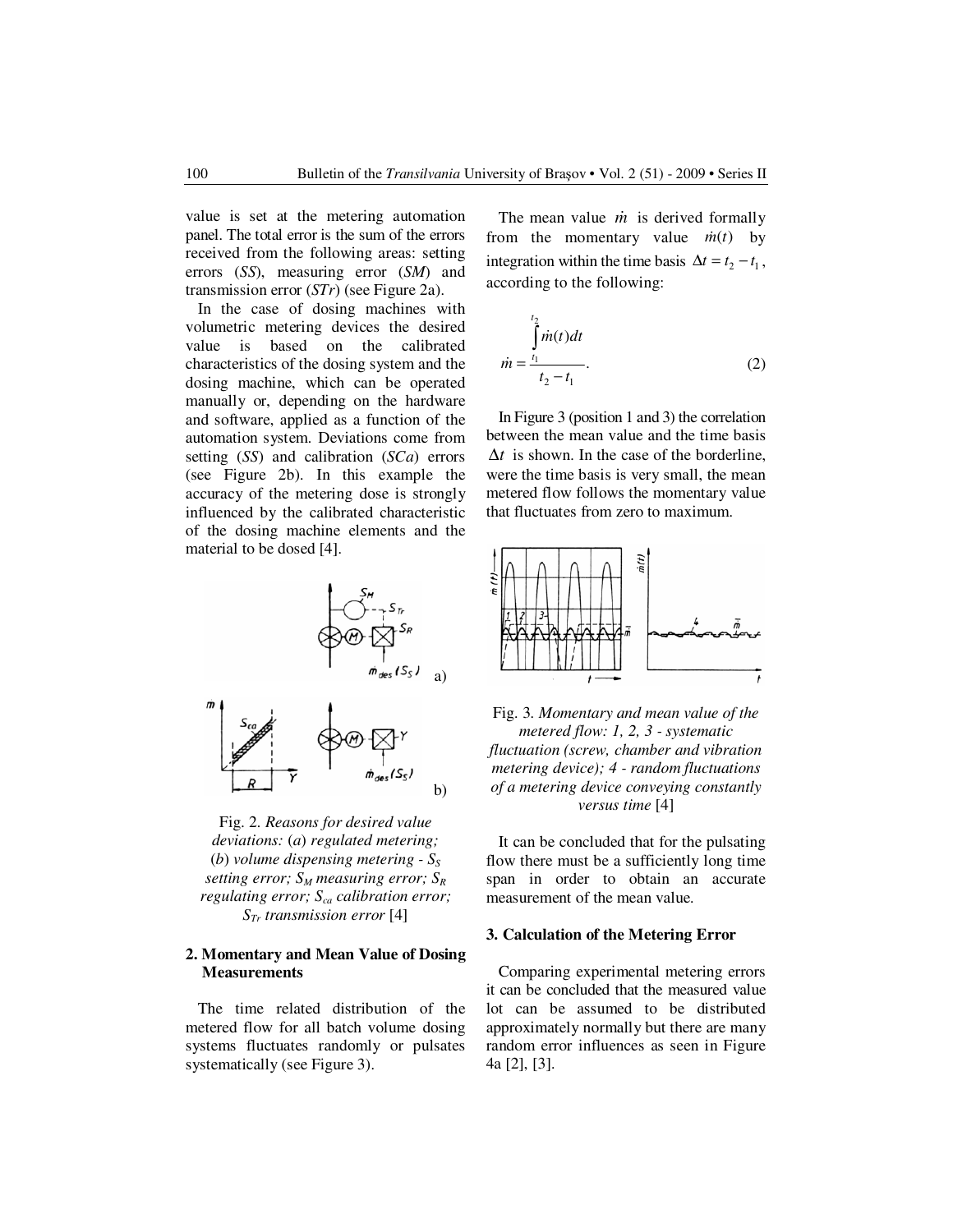value is set at the metering automation panel. The total error is the sum of the errors received from the following areas: setting errors (*SS*), measuring error (*SM*) and transmission error (*STr*) (see Figure 2a).

In the case of dosing machines with volumetric metering devices the desired value is based on the calibrated characteristics of the dosing system and the dosing machine, which can be operated manually or, depending on the hardware and software, applied as a function of the automation system. Deviations come from setting (*SS*) and calibration (*SCa*) errors (see Figure 2b). In this example the accuracy of the metering dose is strongly influenced by the calibrated characteristic of the dosing machine elements and the material to be dosed [4].

Fig. 2. *Reasons for desired value deviations:* (*a*) *regulated metering;* (*b*) *volume dispensing metering -* $S_S$ *setting error;* $S_M$ *measuring error;* $S_R$ *regulating error;* $S_{ca}$ *calibration error;* $S_{Tr}$ *transmission error* [4]

## 2. Momentary and Mean Value of Dosing Measurements

The time related distribution of the metered flow for all batch volume dosing systems fluctuates randomly or pulsates systematically (see Figure 3).

The mean value $\dot{m}$ is derived formally from the momentary value $\dot{m}(t)$ by integration within the time basis $\Delta t = t_2 - t_1$, according to the following:

$$\dot{m} = \frac{\int_{t_1}^{t_2} \dot{m}(t)dt}{t_2 - t_1}. \quad (2)$$

In Figure 3 (position 1 and 3) the correlation between the mean value and the time basis $\Delta t$ is shown. In the case of the borderline, were the time basis is very small, the mean metered flow follows the momentary value that fluctuates from zero to maximum.

Fig. 3. *Momentary and mean value of the metered flow: 1, 2, 3 - systematic fluctuation (screw, chamber and vibration metering device); 4 - random fluctuations of a metering device conveying constantly versus time* [4]

It can be concluded that for the pulsating flow there must be a sufficiently long time span in order to obtain an accurate measurement of the mean value.

## 3. Calculation of the Metering Error

Comparing experimental metering errors it can be concluded that the measured value lot can be assumed to be distributed approximately normally but there are many random error influences as seen in Figure 4a [2], [3].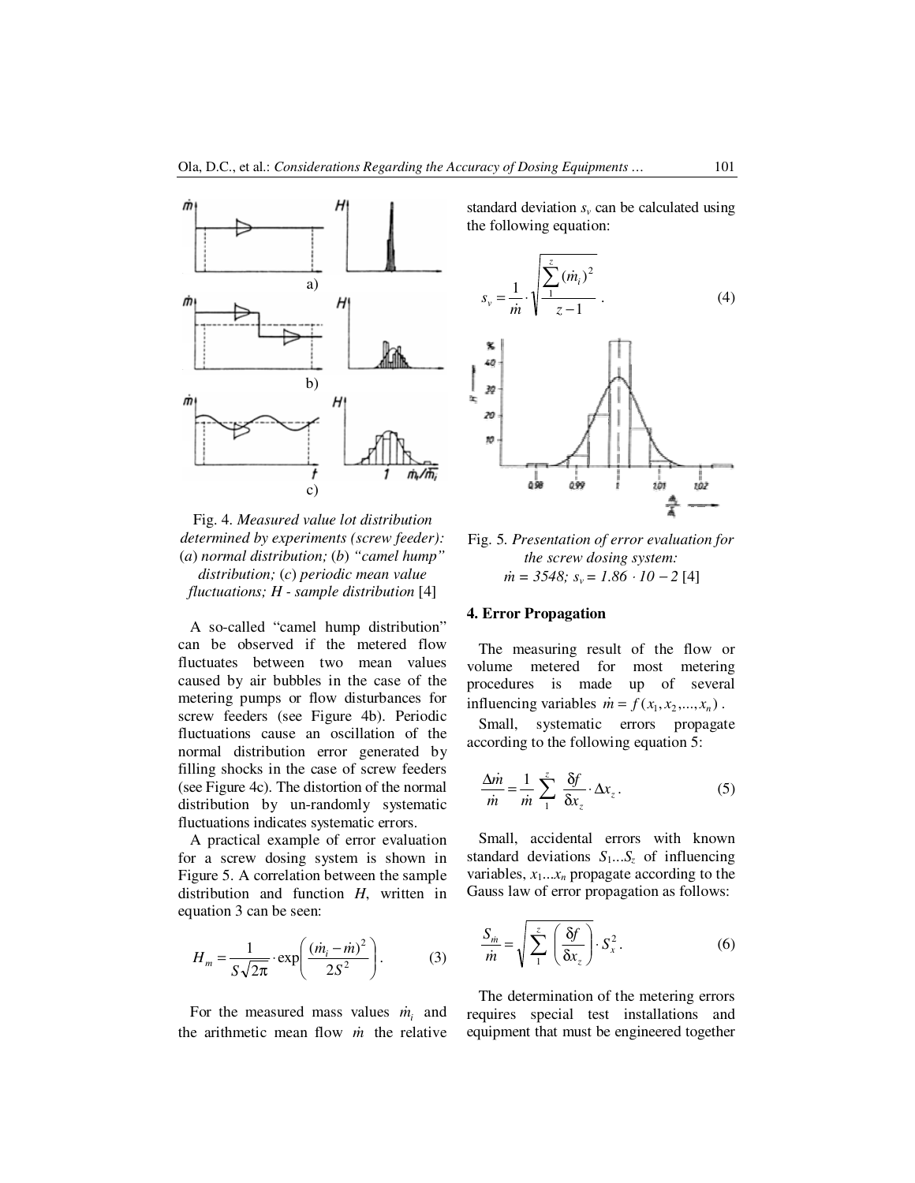Fig. 4. *Measured value lot distribution determined by experiments (screw feeder): (a) normal distribution; (b) "camel hump" distribution; (c) periodic mean value fluctuations; H - sample distribution* [4]

A so-called "camel hump distribution" can be observed if the metered flow fluctuates between two mean values caused by air bubbles in the case of the metering pumps or flow disturbances for screw feeders (see Figure 4b). Periodic fluctuations cause an oscillation of the normal distribution error generated by filling shocks in the case of screw feeders (see Figure 4c). The distortion of the normal distribution by un-randomly systematic fluctuations indicates systematic errors.

A practical example of error evaluation for a screw dosing system is shown in Figure 5. A correlation between the sample distribution and function *H*, written in equation 3 can be seen:

$$H_m = \frac{1}{S\sqrt{2\pi}} \cdot \exp\left(\frac{(\dot{m}_i - \dot{m})^2}{2S^2}\right). \tag{3}$$

For the measured mass values $\dot{m}_i$ and the arithmetic mean flow $\dot{m}$ the relative standard deviation $s_v$ can be calculated using the following equation:

$$s_v = \frac{1}{\dot{m}} \cdot \sqrt{\frac{\sum_{1}^{z} (\dot{m}_i)^2}{z-1}}. \tag{4}$$

Fig. 5. *Presentation of error evaluation for the screw dosing system: $\dot{m}$ = 3548; $s_v$ = 1.86 · 10 − 2* [4]

## 4. Error Propagation

The measuring result of the flow or volume metered for most metering procedures is made up of several influencing variables $\dot{m} = f(x_1, x_2, ..., x_n)$.

Small, systematic errors propagate according to the following equation 5:

$$\frac{\Delta \dot{m}}{\dot{m}} = \frac{1}{\dot{m}} \sum_{1}^{z} \frac{\delta f}{\delta x_z} \cdot \Delta x_z. \tag{5}$$

Small, accidental errors with known standard deviations $S_1 ... S_z$ of influencing variables, $x_1 ... x_n$ propagate according to the Gauss law of error propagation as follows:

$$\frac{S_{\dot{m}}}{\dot{m}} = \sqrt{\sum_{1}^{z} \left(\frac{\delta f}{\delta x_z}\right) \cdot S_x^2}. \tag{6}$$

The determination of the metering errors requires special test installations and equipment that must be engineered together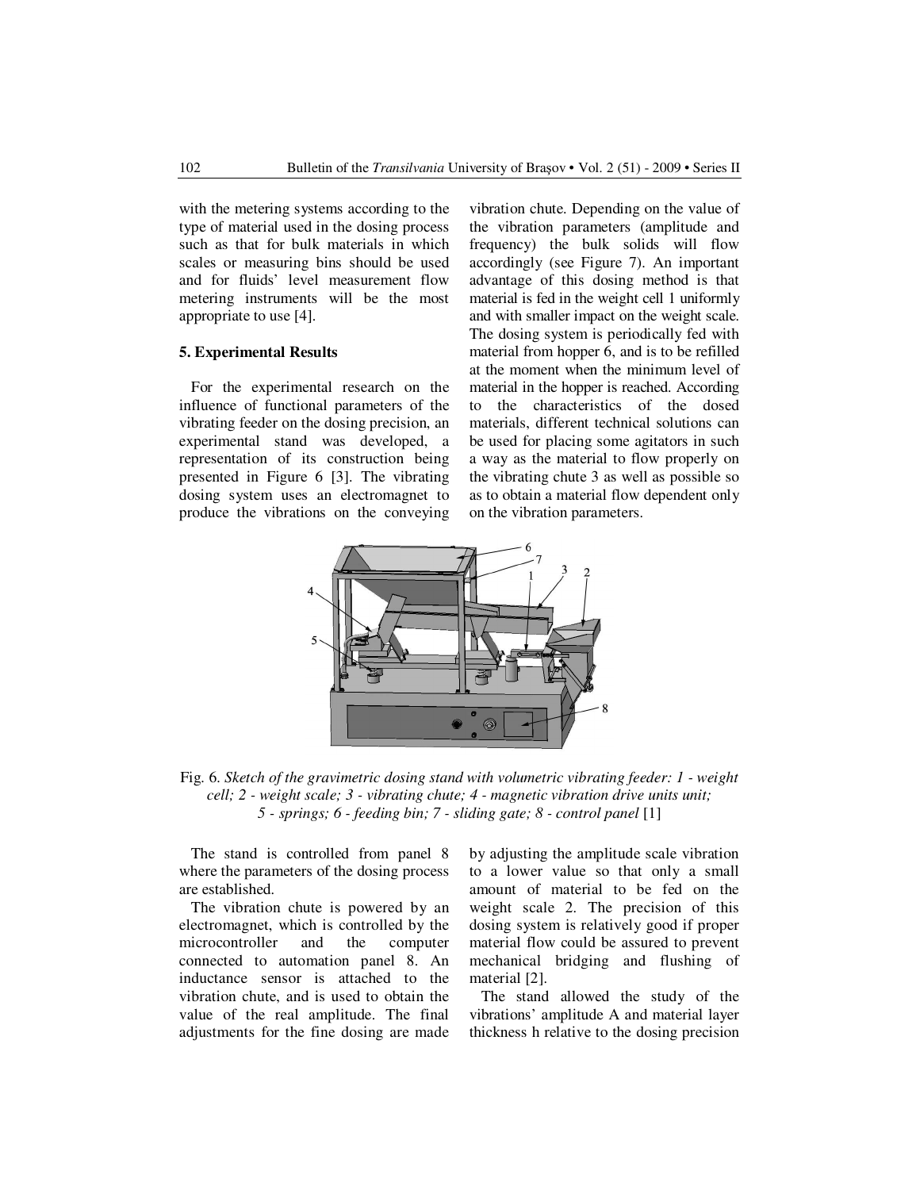with the metering systems according to the type of material used in the dosing process such as that for bulk materials in which scales or measuring bins should be used and for fluids' level measurement flow metering instruments will be the most appropriate to use [4].

## 5. Experimental Results

For the experimental research on the influence of functional parameters of the vibrating feeder on the dosing precision, an experimental stand was developed, a representation of its construction being presented in Figure 6 [3]. The vibrating dosing system uses an electromagnet to produce the vibrations on the conveying vibration chute. Depending on the value of the vibration parameters (amplitude and frequency) the bulk solids will flow accordingly (see Figure 7). An important advantage of this dosing method is that material is fed in the weight cell 1 uniformly and with smaller impact on the weight scale. The dosing system is periodically fed with material from hopper 6, and is to be refilled at the moment when the minimum level of material in the hopper is reached. According to the characteristics of the dosed materials, different technical solutions can be used for placing some agitators in such a way as the material to flow properly on the vibrating chute 3 as well as possible so as to obtain a material flow dependent only on the vibration parameters.

Fig. 6. *Sketch of the gravimetric dosing stand with volumetric vibrating feeder: 1 - weight cell; 2 - weight scale; 3 - vibrating chute; 4 - magnetic vibration drive units unit; 5 - springs; 6 - feeding bin; 7 - sliding gate; 8 - control panel* [1]

The stand is controlled from panel 8 where the parameters of the dosing process are established.

The vibration chute is powered by an electromagnet, which is controlled by the microcontroller and the computer connected to automation panel 8. An inductance sensor is attached to the vibration chute, and is used to obtain the value of the real amplitude. The final adjustments for the fine dosing are made by adjusting the amplitude scale vibration to a lower value so that only a small amount of material to be fed on the weight scale 2. The precision of this dosing system is relatively good if proper material flow could be assured to prevent mechanical bridging and flushing of material [2].

The stand allowed the study of the vibrations' amplitude A and material layer thickness h relative to the dosing precision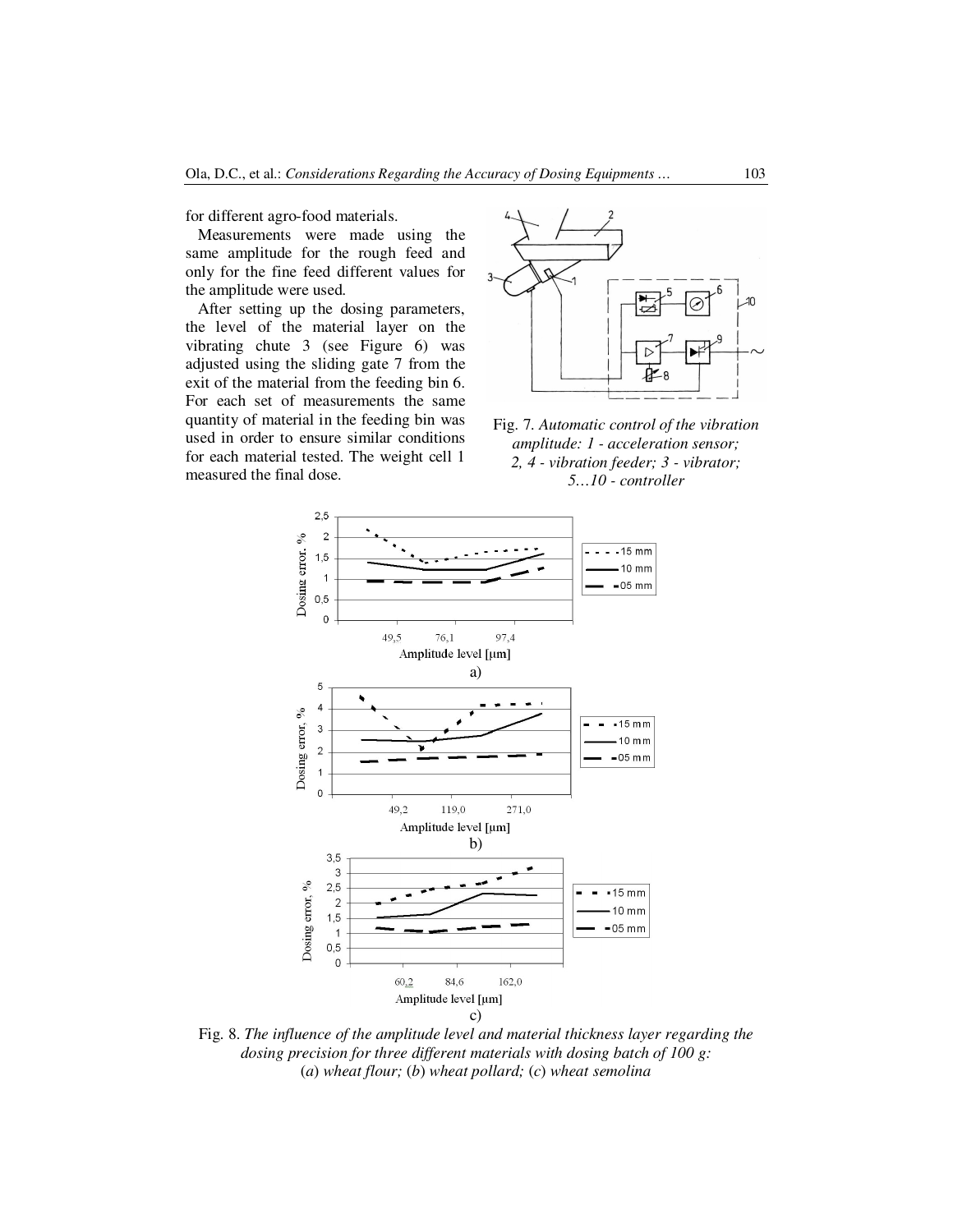for different agro-food materials.

Measurements were made using the same amplitude for the rough feed and only for the fine feed different values for the amplitude were used.

After setting up the dosing parameters, the level of the material layer on the vibrating chute 3 (see Figure 6) was adjusted using the sliding gate 7 from the exit of the material from the feeding bin 6. For each set of measurements the same quantity of material in the feeding bin was used in order to ensure similar conditions for each material tested. The weight cell 1 measured the final dose.

Fig. 7. *Automatic control of the vibration amplitude: 1 - acceleration sensor; 2, 4 - vibration feeder; 3 - vibrator; 5…10 - controller*

Fig. 8. *The influence of the amplitude level and material thickness layer regarding the dosing precision for three different materials with dosing batch of 100 g:* (*a*) *wheat flour;* (*b*) *wheat pollard;* (*c*) *wheat semolina*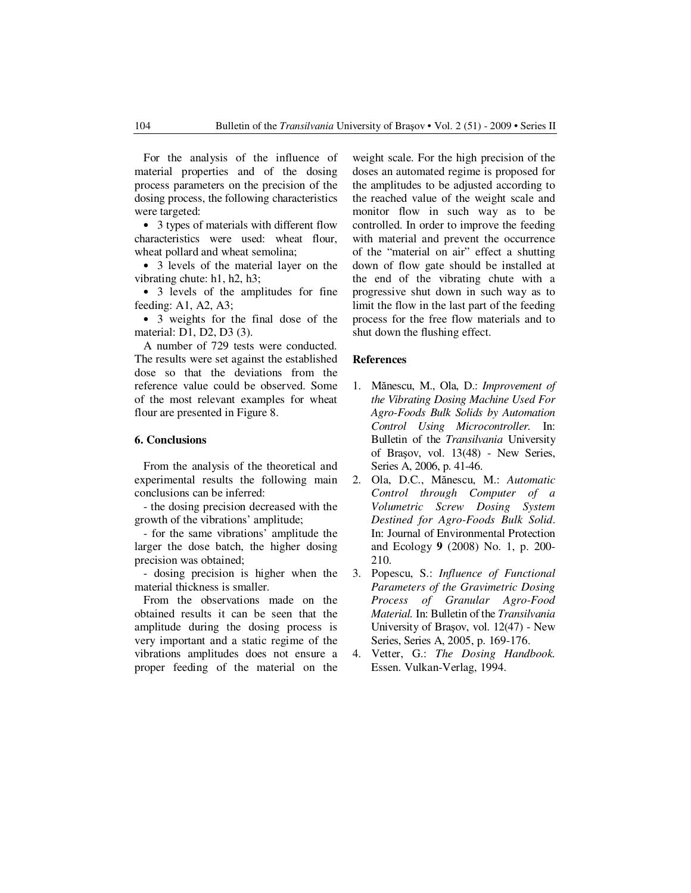For the analysis of the influence of material properties and of the dosing process parameters on the precision of the dosing process, the following characteristics were targeted:

- 3 types of materials with different flow characteristics were used: wheat flour, wheat pollard and wheat semolina;
- 3 levels of the material layer on the vibrating chute: h1, h2, h3;
- 3 levels of the amplitudes for fine feeding: A1, A2, A3;
- 3 weights for the final dose of the material: D1, D2, D3 (3).

A number of 729 tests were conducted. The results were set against the established dose so that the deviations from the reference value could be observed. Some of the most relevant examples for wheat flour are presented in Figure 8.

## 6. Conclusions

From the analysis of the theoretical and experimental results the following main conclusions can be inferred:

- the dosing precision decreased with the growth of the vibrations' amplitude;

- for the same vibrations' amplitude the larger the dose batch, the higher dosing precision was obtained;

- dosing precision is higher when the material thickness is smaller.

From the observations made on the obtained results it can be seen that the amplitude during the dosing process is very important and a static regime of the vibrations amplitudes does not ensure a proper feeding of the material on the weight scale. For the high precision of the doses an automated regime is proposed for the amplitudes to be adjusted according to the reached value of the weight scale and monitor flow in such way as to be controlled. In order to improve the feeding with material and prevent the occurrence of the "material on air" effect a shutting down of flow gate should be installed at the end of the vibrating chute with a progressive shut down in such way as to limit the flow in the last part of the feeding process for the free flow materials and to shut down the flushing effect.

## References

1. Mănescu, M., Ola, D.: *Improvement of the Vibrating Dosing Machine Used For Agro-Foods Bulk Solids by Automation Control Using Microcontroller.* In: Bulletin of the *Transilvania* University of Braşov, vol. 13(48) - New Series, Series A, 2006, p. 41-46.
2. Ola, D.C., Mănescu, M.: *Automatic Control through Computer of a Volumetric Screw Dosing System Destined for Agro-Foods Bulk Solid*. In: Journal of Environmental Protection and Ecology **9** (2008) No. 1, p. 200-210.
3. Popescu, S.: *Influence of Functional Parameters of the Gravimetric Dosing Process of Granular Agro-Food Material.* In: Bulletin of the *Transilvania* University of Braşov, vol. 12(47) - New Series, Series A, 2005, p. 169-176.
4. Vetter, G.: *The Dosing Handbook.* Essen. Vulkan-Verlag, 1994.